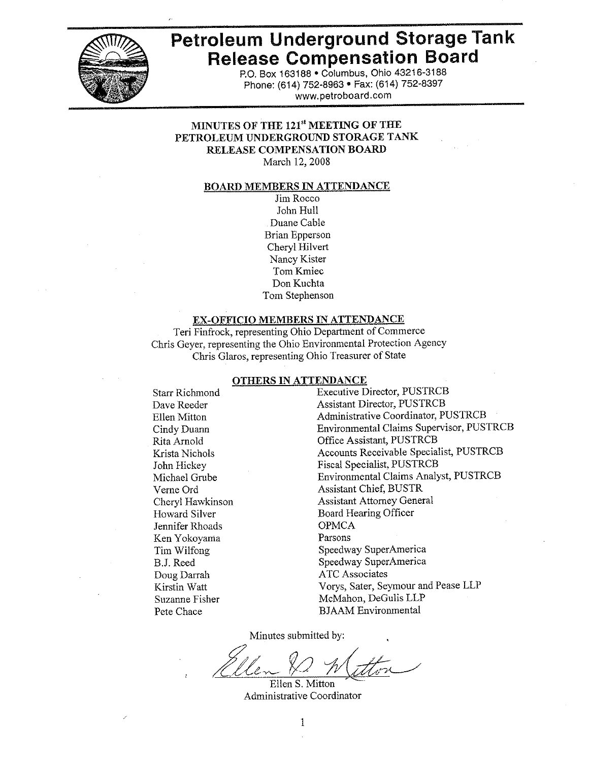# Petroleum Underground Storage Tank Release Compensation Board

P.O. Box 163188 • Columbus, Ohio 43216-3188
Phone: (614) 752-8963 • Fax: (614) 752-8397
www.petroboard.com

## MINUTES OF THE 121st MEETING OF THE PETROLEUM UNDERGROUND STORAGE TANK RELEASE COMPENSATION BOARD

March 12, 2008

### BOARD MEMBERS IN ATTENDANCE

Jim Rocco
John Hull
Duane Cable
Brian Epperson
Cheryl Hilvert
Nancy Kister
Tom Kmiec
Don Kuchta
Tom Stephenson

### EX-OFFICIO MEMBERS IN ATTENDANCE

Teri Finfrock, representing Ohio Department of Commerce
Chris Geyer, representing the Ohio Environmental Protection Agency
Chris Glaros, representing Ohio Treasurer of State

### OTHERS IN ATTENDANCE

| | |
|---|---|
| Starr Richmond | Executive Director, PUSTRCB |
| Dave Reeder | Assistant Director, PUSTRCB |
| Ellen Mitton | Administrative Coordinator, PUSTRCB |
| Cindy Duann | Environmental Claims Supervisor, PUSTRCB |
| Rita Arnold | Office Assistant, PUSTRCB |
| Krista Nichols | Accounts Receivable Specialist, PUSTRCB |
| John Hickey | Fiscal Specialist, PUSTRCB |
| Michael Grube | Environmental Claims Analyst, PUSTRCB |
| Verne Ord | Assistant Chief, BUSTR |
| Cheryl Hawkinson | Assistant Attorney General |
| Howard Silver | Board Hearing Officer |
| Jennifer Rhoads | OPMCA |
| Ken Yokoyama | Parsons |
| Tim Wilfong | Speedway SuperAmerica |
| B.J. Reed | Speedway SuperAmerica |
| Doug Darrah | ATC Associates |
| Kirstin Watt | Vorys, Sater, Seymour and Pease LLP |
| Suzanne Fisher | McMahon, DeGulis LLP |
| Pete Chace | BJAAM Environmental |

Minutes submitted by:

Ellen S. Mitton
Administrative Coordinator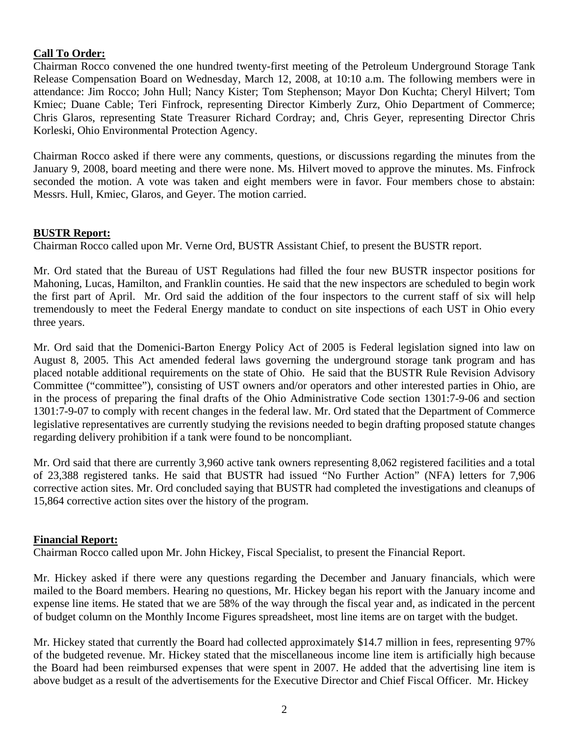**Call To Order:**

Chairman Rocco convened the one hundred twenty-first meeting of the Petroleum Underground Storage Tank Release Compensation Board on Wednesday, March 12, 2008, at 10:10 a.m. The following members were in attendance: Jim Rocco; John Hull; Nancy Kister; Tom Stephenson; Mayor Don Kuchta; Cheryl Hilvert; Tom Kmiec; Duane Cable; Teri Finfrock, representing Director Kimberly Zurz, Ohio Department of Commerce; Chris Glaros, representing State Treasurer Richard Cordray; and, Chris Geyer, representing Director Chris Korleski, Ohio Environmental Protection Agency.

Chairman Rocco asked if there were any comments, questions, or discussions regarding the minutes from the January 9, 2008, board meeting and there were none. Ms. Hilvert moved to approve the minutes. Ms. Finfrock seconded the motion. A vote was taken and eight members were in favor. Four members chose to abstain: Messrs. Hull, Kmiec, Glaros, and Geyer. The motion carried.

**BUSTR Report:**

Chairman Rocco called upon Mr. Verne Ord, BUSTR Assistant Chief, to present the BUSTR report.

Mr. Ord stated that the Bureau of UST Regulations had filled the four new BUSTR inspector positions for Mahoning, Lucas, Hamilton, and Franklin counties. He said that the new inspectors are scheduled to begin work the first part of April. Mr. Ord said the addition of the four inspectors to the current staff of six will help tremendously to meet the Federal Energy mandate to conduct on site inspections of each UST in Ohio every three years.

Mr. Ord said that the Domenici-Barton Energy Policy Act of 2005 is Federal legislation signed into law on August 8, 2005. This Act amended federal laws governing the underground storage tank program and has placed notable additional requirements on the state of Ohio. He said that the BUSTR Rule Revision Advisory Committee ("committee"), consisting of UST owners and/or operators and other interested parties in Ohio, are in the process of preparing the final drafts of the Ohio Administrative Code section 1301:7-9-06 and section 1301:7-9-07 to comply with recent changes in the federal law. Mr. Ord stated that the Department of Commerce legislative representatives are currently studying the revisions needed to begin drafting proposed statute changes regarding delivery prohibition if a tank were found to be noncompliant.

Mr. Ord said that there are currently 3,960 active tank owners representing 8,062 registered facilities and a total of 23,388 registered tanks. He said that BUSTR had issued "No Further Action" (NFA) letters for 7,906 corrective action sites. Mr. Ord concluded saying that BUSTR had completed the investigations and cleanups of 15,864 corrective action sites over the history of the program.

**Financial Report:**

Chairman Rocco called upon Mr. John Hickey, Fiscal Specialist, to present the Financial Report.

Mr. Hickey asked if there were any questions regarding the December and January financials, which were mailed to the Board members. Hearing no questions, Mr. Hickey began his report with the January income and expense line items. He stated that we are 58% of the way through the fiscal year and, as indicated in the percent of budget column on the Monthly Income Figures spreadsheet, most line items are on target with the budget.

Mr. Hickey stated that currently the Board had collected approximately $14.7 million in fees, representing 97% of the budgeted revenue. Mr. Hickey stated that the miscellaneous income line item is artificially high because the Board had been reimbursed expenses that were spent in 2007. He added that the advertising line item is above budget as a result of the advertisements for the Executive Director and Chief Fiscal Officer. Mr. Hickey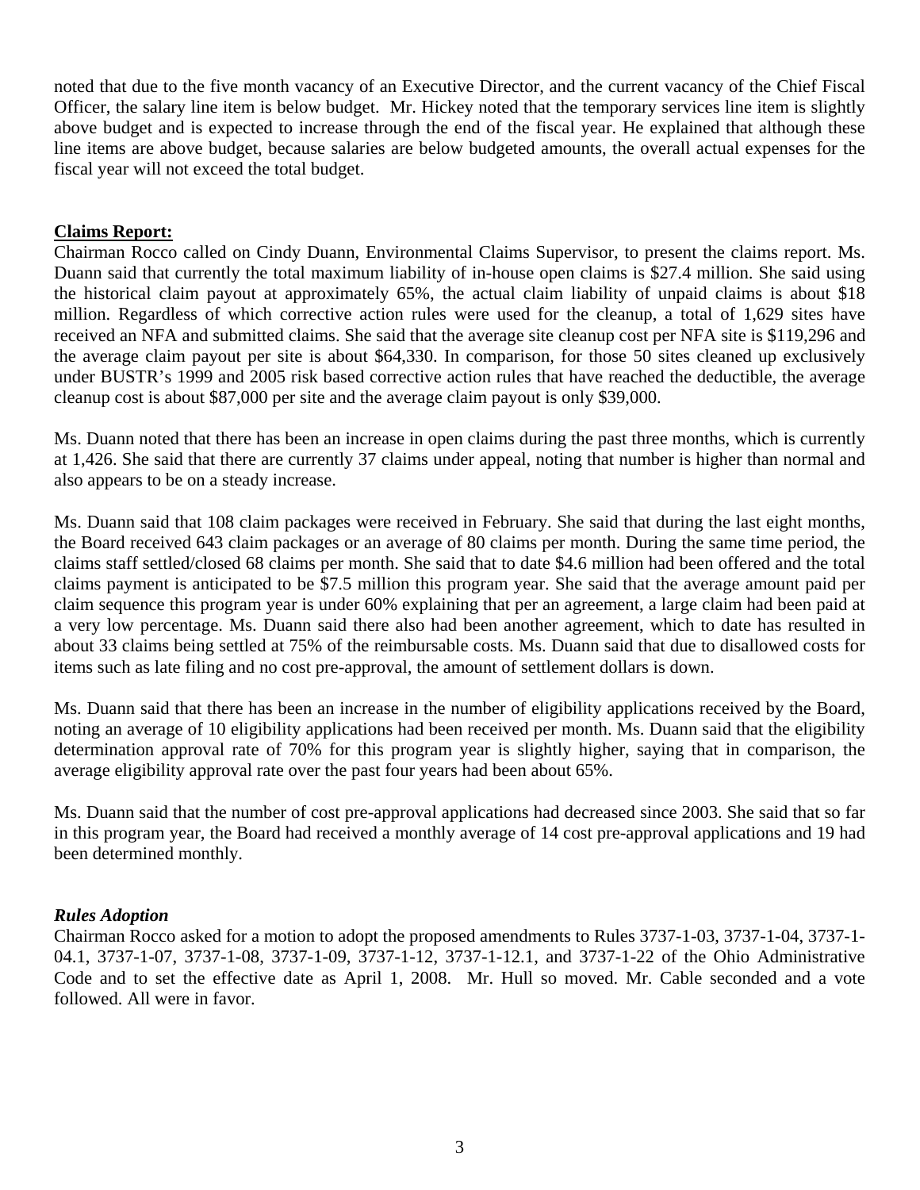noted that due to the five month vacancy of an Executive Director, and the current vacancy of the Chief Fiscal Officer, the salary line item is below budget. Mr. Hickey noted that the temporary services line item is slightly above budget and is expected to increase through the end of the fiscal year. He explained that although these line items are above budget, because salaries are below budgeted amounts, the overall actual expenses for the fiscal year will not exceed the total budget.

**Claims Report:**

Chairman Rocco called on Cindy Duann, Environmental Claims Supervisor, to present the claims report. Ms. Duann said that currently the total maximum liability of in-house open claims is $27.4 million. She said using the historical claim payout at approximately 65%, the actual claim liability of unpaid claims is about $18 million. Regardless of which corrective action rules were used for the cleanup, a total of 1,629 sites have received an NFA and submitted claims. She said that the average site cleanup cost per NFA site is $119,296 and the average claim payout per site is about $64,330. In comparison, for those 50 sites cleaned up exclusively under BUSTR's 1999 and 2005 risk based corrective action rules that have reached the deductible, the average cleanup cost is about $87,000 per site and the average claim payout is only $39,000.

Ms. Duann noted that there has been an increase in open claims during the past three months, which is currently at 1,426. She said that there are currently 37 claims under appeal, noting that number is higher than normal and also appears to be on a steady increase.

Ms. Duann said that 108 claim packages were received in February. She said that during the last eight months, the Board received 643 claim packages or an average of 80 claims per month. During the same time period, the claims staff settled/closed 68 claims per month. She said that to date $4.6 million had been offered and the total claims payment is anticipated to be $7.5 million this program year. She said that the average amount paid per claim sequence this program year is under 60% explaining that per an agreement, a large claim had been paid at a very low percentage. Ms. Duann said there also had been another agreement, which to date has resulted in about 33 claims being settled at 75% of the reimbursable costs. Ms. Duann said that due to disallowed costs for items such as late filing and no cost pre-approval, the amount of settlement dollars is down.

Ms. Duann said that there has been an increase in the number of eligibility applications received by the Board, noting an average of 10 eligibility applications had been received per month. Ms. Duann said that the eligibility determination approval rate of 70% for this program year is slightly higher, saying that in comparison, the average eligibility approval rate over the past four years had been about 65%.

Ms. Duann said that the number of cost pre-approval applications had decreased since 2003. She said that so far in this program year, the Board had received a monthly average of 14 cost pre-approval applications and 19 had been determined monthly.

***Rules Adoption***

Chairman Rocco asked for a motion to adopt the proposed amendments to Rules 3737-1-03, 3737-1-04, 3737-1-04.1, 3737-1-07, 3737-1-08, 3737-1-09, 3737-1-12, 3737-1-12.1, and 3737-1-22 of the Ohio Administrative Code and to set the effective date as April 1, 2008. Mr. Hull so moved. Mr. Cable seconded and a vote followed. All were in favor.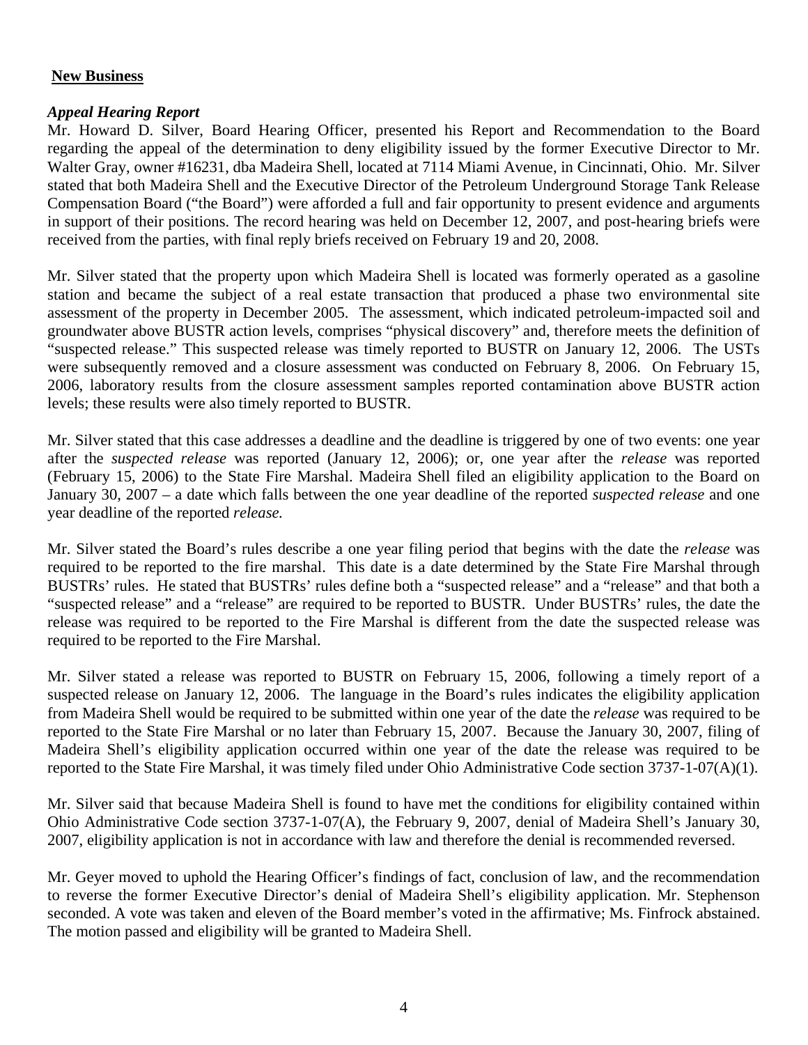**New Business**

***Appeal Hearing Report***

Mr. Howard D. Silver, Board Hearing Officer, presented his Report and Recommendation to the Board regarding the appeal of the determination to deny eligibility issued by the former Executive Director to Mr. Walter Gray, owner #16231, dba Madeira Shell, located at 7114 Miami Avenue, in Cincinnati, Ohio. Mr. Silver stated that both Madeira Shell and the Executive Director of the Petroleum Underground Storage Tank Release Compensation Board ("the Board") were afforded a full and fair opportunity to present evidence and arguments in support of their positions. The record hearing was held on December 12, 2007, and post-hearing briefs were received from the parties, with final reply briefs received on February 19 and 20, 2008.

Mr. Silver stated that the property upon which Madeira Shell is located was formerly operated as a gasoline station and became the subject of a real estate transaction that produced a phase two environmental site assessment of the property in December 2005. The assessment, which indicated petroleum-impacted soil and groundwater above BUSTR action levels, comprises "physical discovery" and, therefore meets the definition of "suspected release." This suspected release was timely reported to BUSTR on January 12, 2006. The USTs were subsequently removed and a closure assessment was conducted on February 8, 2006. On February 15, 2006, laboratory results from the closure assessment samples reported contamination above BUSTR action levels; these results were also timely reported to BUSTR.

Mr. Silver stated that this case addresses a deadline and the deadline is triggered by one of two events: one year after the *suspected release* was reported (January 12, 2006); or, one year after the *release* was reported (February 15, 2006) to the State Fire Marshal. Madeira Shell filed an eligibility application to the Board on January 30, 2007 – a date which falls between the one year deadline of the reported *suspected release* and one year deadline of the reported *release.*

Mr. Silver stated the Board's rules describe a one year filing period that begins with the date the *release* was required to be reported to the fire marshal. This date is a date determined by the State Fire Marshal through BUSTRs' rules. He stated that BUSTRs' rules define both a "suspected release" and a "release" and that both a "suspected release" and a "release" are required to be reported to BUSTR. Under BUSTRs' rules, the date the release was required to be reported to the Fire Marshal is different from the date the suspected release was required to be reported to the Fire Marshal.

Mr. Silver stated a release was reported to BUSTR on February 15, 2006, following a timely report of a suspected release on January 12, 2006. The language in the Board's rules indicates the eligibility application from Madeira Shell would be required to be submitted within one year of the date the *release* was required to be reported to the State Fire Marshal or no later than February 15, 2007. Because the January 30, 2007, filing of Madeira Shell's eligibility application occurred within one year of the date the release was required to be reported to the State Fire Marshal, it was timely filed under Ohio Administrative Code section 3737-1-07(A)(1).

Mr. Silver said that because Madeira Shell is found to have met the conditions for eligibility contained within Ohio Administrative Code section 3737-1-07(A), the February 9, 2007, denial of Madeira Shell's January 30, 2007, eligibility application is not in accordance with law and therefore the denial is recommended reversed.

Mr. Geyer moved to uphold the Hearing Officer's findings of fact, conclusion of law, and the recommendation to reverse the former Executive Director's denial of Madeira Shell's eligibility application. Mr. Stephenson seconded. A vote was taken and eleven of the Board member's voted in the affirmative; Ms. Finfrock abstained. The motion passed and eligibility will be granted to Madeira Shell.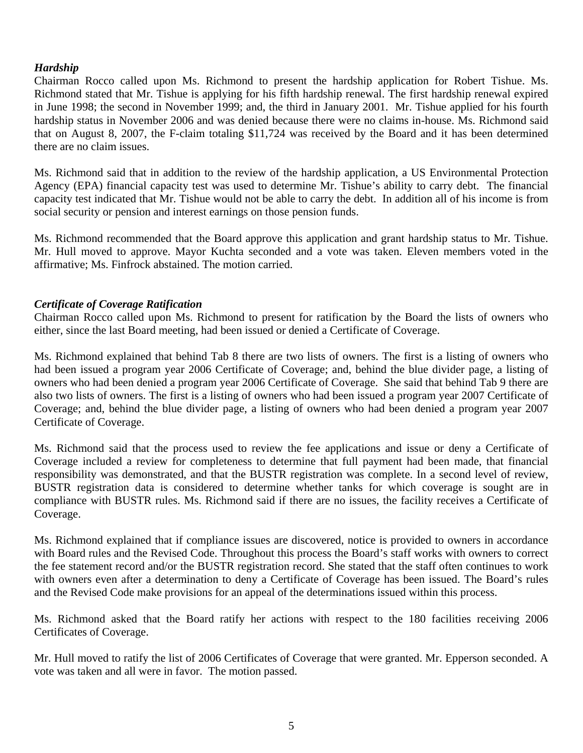### *Hardship*

Chairman Rocco called upon Ms. Richmond to present the hardship application for Robert Tishue. Ms. Richmond stated that Mr. Tishue is applying for his fifth hardship renewal. The first hardship renewal expired in June 1998; the second in November 1999; and, the third in January 2001. Mr. Tishue applied for his fourth hardship status in November 2006 and was denied because there were no claims in-house. Ms. Richmond said that on August 8, 2007, the F-claim totaling $11,724 was received by the Board and it has been determined there are no claim issues.

Ms. Richmond said that in addition to the review of the hardship application, a US Environmental Protection Agency (EPA) financial capacity test was used to determine Mr. Tishue's ability to carry debt. The financial capacity test indicated that Mr. Tishue would not be able to carry the debt. In addition all of his income is from social security or pension and interest earnings on those pension funds.

Ms. Richmond recommended that the Board approve this application and grant hardship status to Mr. Tishue. Mr. Hull moved to approve. Mayor Kuchta seconded and a vote was taken. Eleven members voted in the affirmative; Ms. Finfrock abstained. The motion carried.

### *Certificate of Coverage Ratification*

Chairman Rocco called upon Ms. Richmond to present for ratification by the Board the lists of owners who either, since the last Board meeting, had been issued or denied a Certificate of Coverage.

Ms. Richmond explained that behind Tab 8 there are two lists of owners. The first is a listing of owners who had been issued a program year 2006 Certificate of Coverage; and, behind the blue divider page, a listing of owners who had been denied a program year 2006 Certificate of Coverage. She said that behind Tab 9 there are also two lists of owners. The first is a listing of owners who had been issued a program year 2007 Certificate of Coverage; and, behind the blue divider page, a listing of owners who had been denied a program year 2007 Certificate of Coverage.

Ms. Richmond said that the process used to review the fee applications and issue or deny a Certificate of Coverage included a review for completeness to determine that full payment had been made, that financial responsibility was demonstrated, and that the BUSTR registration was complete. In a second level of review, BUSTR registration data is considered to determine whether tanks for which coverage is sought are in compliance with BUSTR rules. Ms. Richmond said if there are no issues, the facility receives a Certificate of Coverage.

Ms. Richmond explained that if compliance issues are discovered, notice is provided to owners in accordance with Board rules and the Revised Code. Throughout this process the Board's staff works with owners to correct the fee statement record and/or the BUSTR registration record. She stated that the staff often continues to work with owners even after a determination to deny a Certificate of Coverage has been issued. The Board's rules and the Revised Code make provisions for an appeal of the determinations issued within this process.

Ms. Richmond asked that the Board ratify her actions with respect to the 180 facilities receiving 2006 Certificates of Coverage.

Mr. Hull moved to ratify the list of 2006 Certificates of Coverage that were granted. Mr. Epperson seconded. A vote was taken and all were in favor. The motion passed.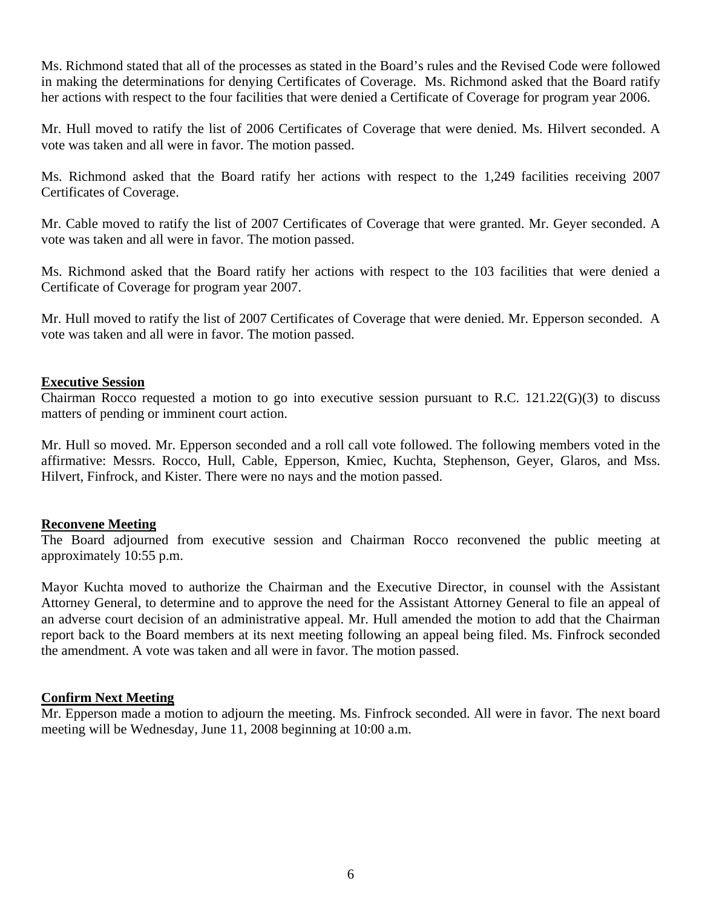Ms. Richmond stated that all of the processes as stated in the Board's rules and the Revised Code were followed in making the determinations for denying Certificates of Coverage. Ms. Richmond asked that the Board ratify her actions with respect to the four facilities that were denied a Certificate of Coverage for program year 2006.

Mr. Hull moved to ratify the list of 2006 Certificates of Coverage that were denied. Ms. Hilvert seconded. A vote was taken and all were in favor. The motion passed.

Ms. Richmond asked that the Board ratify her actions with respect to the 1,249 facilities receiving 2007 Certificates of Coverage.

Mr. Cable moved to ratify the list of 2007 Certificates of Coverage that were granted. Mr. Geyer seconded. A vote was taken and all were in favor. The motion passed.

Ms. Richmond asked that the Board ratify her actions with respect to the 103 facilities that were denied a Certificate of Coverage for program year 2007.

Mr. Hull moved to ratify the list of 2007 Certificates of Coverage that were denied. Mr. Epperson seconded. A vote was taken and all were in favor. The motion passed.

**Executive Session**

Chairman Rocco requested a motion to go into executive session pursuant to R.C. 121.22(G)(3) to discuss matters of pending or imminent court action.

Mr. Hull so moved. Mr. Epperson seconded and a roll call vote followed. The following members voted in the affirmative: Messrs. Rocco, Hull, Cable, Epperson, Kmiec, Kuchta, Stephenson, Geyer, Glaros, and Mss. Hilvert, Finfrock, and Kister. There were no nays and the motion passed.

**Reconvene Meeting**

The Board adjourned from executive session and Chairman Rocco reconvened the public meeting at approximately 10:55 p.m.

Mayor Kuchta moved to authorize the Chairman and the Executive Director, in counsel with the Assistant Attorney General, to determine and to approve the need for the Assistant Attorney General to file an appeal of an adverse court decision of an administrative appeal. Mr. Hull amended the motion to add that the Chairman report back to the Board members at its next meeting following an appeal being filed. Ms. Finfrock seconded the amendment. A vote was taken and all were in favor. The motion passed.

**Confirm Next Meeting**

Mr. Epperson made a motion to adjourn the meeting. Ms. Finfrock seconded. All were in favor. The next board meeting will be Wednesday, June 11, 2008 beginning at 10:00 a.m.